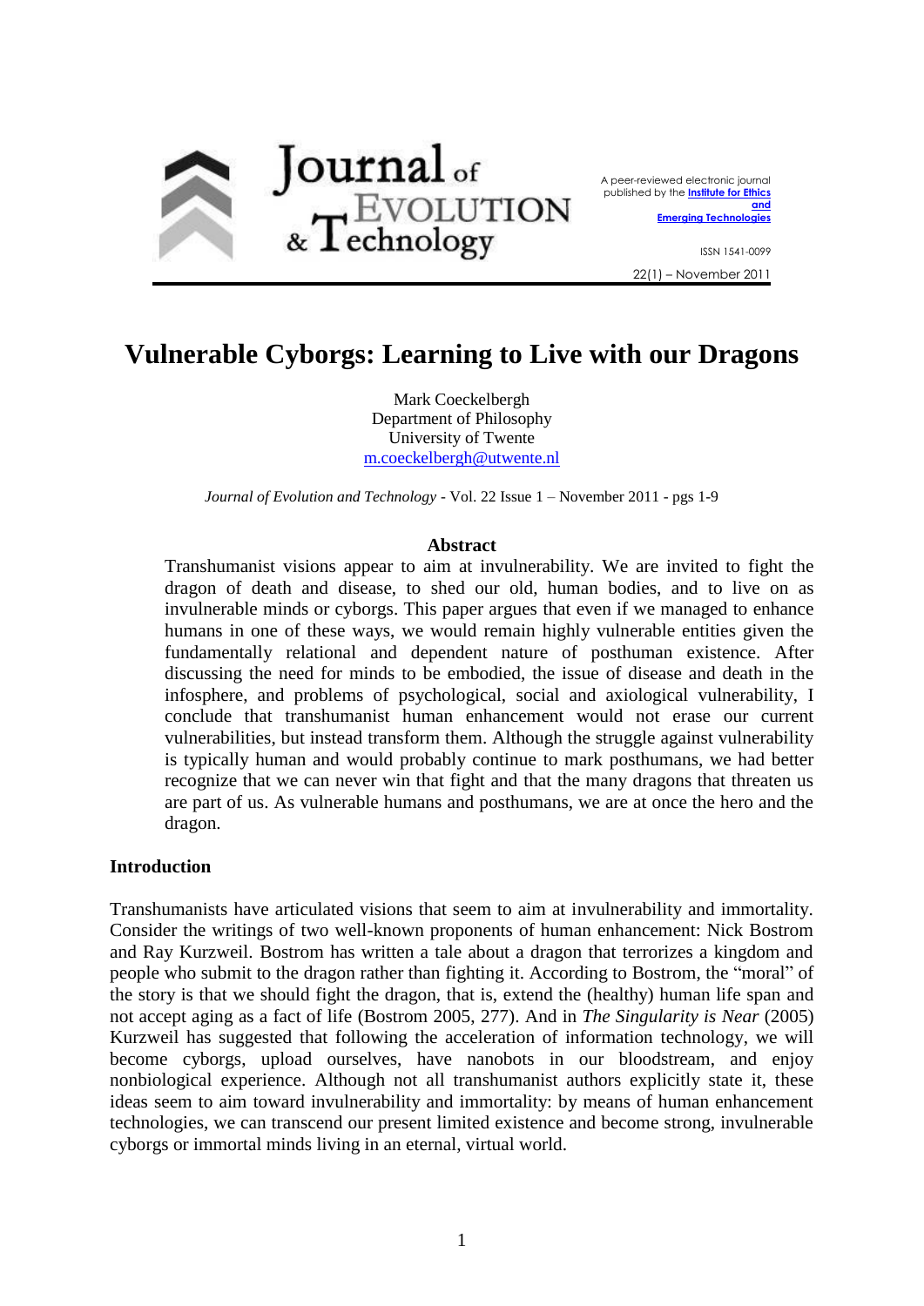Journal of Evolution & Technology

A peer-reviewed electronic journal published by the Institute for Ethics and Emerging Technologies

ISSN 1541-0099

22(1) – November 2011

# Vulnerable Cyborgs: Learning to Live with our Dragons

Mark Coeckelbergh
Department of Philosophy
University of Twente
m.coeckelbergh@utwente.nl

*Journal of Evolution and Technology* - Vol. 22 Issue 1 – November 2011 - pgs 1-9

**Abstract**

Transhumanist visions appear to aim at invulnerability. We are invited to fight the dragon of death and disease, to shed our old, human bodies, and to live on as invulnerable minds or cyborgs. This paper argues that even if we managed to enhance humans in one of these ways, we would remain highly vulnerable entities given the fundamentally relational and dependent nature of posthuman existence. After discussing the need for minds to be embodied, the issue of disease and death in the infosphere, and problems of psychological, social and axiological vulnerability, I conclude that transhumanist human enhancement would not erase our current vulnerabilities, but instead transform them. Although the struggle against vulnerability is typically human and would probably continue to mark posthumans, we had better recognize that we can never win that fight and that the many dragons that threaten us are part of us. As vulnerable humans and posthumans, we are at once the hero and the dragon.

## Introduction

Transhumanists have articulated visions that seem to aim at invulnerability and immortality. Consider the writings of two well-known proponents of human enhancement: Nick Bostrom and Ray Kurzweil. Bostrom has written a tale about a dragon that terrorizes a kingdom and people who submit to the dragon rather than fighting it. According to Bostrom, the "moral" of the story is that we should fight the dragon, that is, extend the (healthy) human life span and not accept aging as a fact of life (Bostrom 2005, 277). And in *The Singularity is Near* (2005) Kurzweil has suggested that following the acceleration of information technology, we will become cyborgs, upload ourselves, have nanobots in our bloodstream, and enjoy nonbiological experience. Although not all transhumanist authors explicitly state it, these ideas seem to aim toward invulnerability and immortality: by means of human enhancement technologies, we can transcend our present limited existence and become strong, invulnerable cyborgs or immortal minds living in an eternal, virtual world.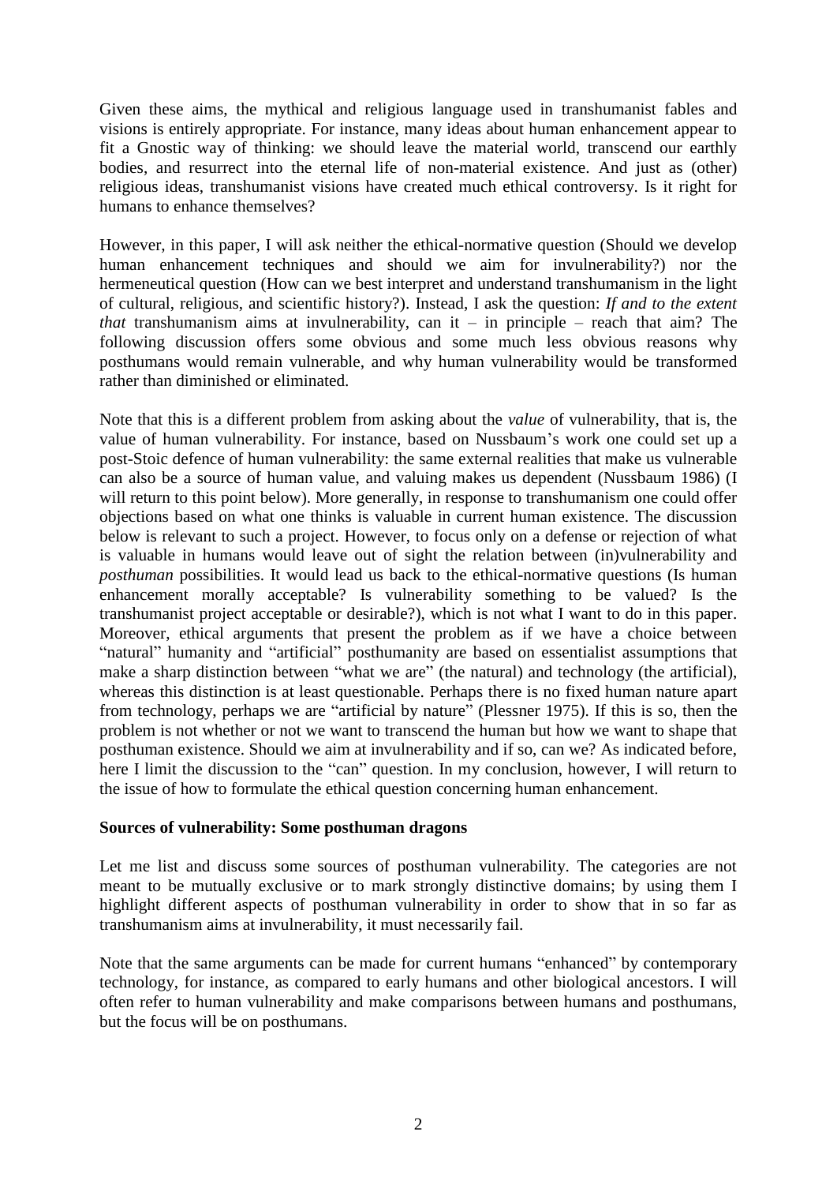Given these aims, the mythical and religious language used in transhumanist fables and visions is entirely appropriate. For instance, many ideas about human enhancement appear to fit a Gnostic way of thinking: we should leave the material world, transcend our earthly bodies, and resurrect into the eternal life of non-material existence. And just as (other) religious ideas, transhumanist visions have created much ethical controversy. Is it right for humans to enhance themselves?

However, in this paper, I will ask neither the ethical-normative question (Should we develop human enhancement techniques and should we aim for invulnerability?) nor the hermeneutical question (How can we best interpret and understand transhumanism in the light of cultural, religious, and scientific history?). Instead, I ask the question: *If and to the extent that* transhumanism aims at invulnerability, can it – in principle – reach that aim? The following discussion offers some obvious and some much less obvious reasons why posthumans would remain vulnerable, and why human vulnerability would be transformed rather than diminished or eliminated.

Note that this is a different problem from asking about the *value* of vulnerability, that is, the value of human vulnerability. For instance, based on Nussbaum's work one could set up a post-Stoic defence of human vulnerability: the same external realities that make us vulnerable can also be a source of human value, and valuing makes us dependent (Nussbaum 1986) (I will return to this point below). More generally, in response to transhumanism one could offer objections based on what one thinks is valuable in current human existence. The discussion below is relevant to such a project. However, to focus only on a defense or rejection of what is valuable in humans would leave out of sight the relation between (in)vulnerability and *posthuman* possibilities. It would lead us back to the ethical-normative questions (Is human enhancement morally acceptable? Is vulnerability something to be valued? Is the transhumanist project acceptable or desirable?), which is not what I want to do in this paper. Moreover, ethical arguments that present the problem as if we have a choice between "natural" humanity and "artificial" posthumanity are based on essentialist assumptions that make a sharp distinction between "what we are" (the natural) and technology (the artificial), whereas this distinction is at least questionable. Perhaps there is no fixed human nature apart from technology, perhaps we are "artificial by nature" (Plessner 1975). If this is so, then the problem is not whether or not we want to transcend the human but how we want to shape that posthuman existence. Should we aim at invulnerability and if so, can we? As indicated before, here I limit the discussion to the "can" question. In my conclusion, however, I will return to the issue of how to formulate the ethical question concerning human enhancement.

**Sources of vulnerability: Some posthuman dragons**

Let me list and discuss some sources of posthuman vulnerability. The categories are not meant to be mutually exclusive or to mark strongly distinctive domains; by using them I highlight different aspects of posthuman vulnerability in order to show that in so far as transhumanism aims at invulnerability, it must necessarily fail.

Note that the same arguments can be made for current humans "enhanced" by contemporary technology, for instance, as compared to early humans and other biological ancestors. I will often refer to human vulnerability and make comparisons between humans and posthumans, but the focus will be on posthumans.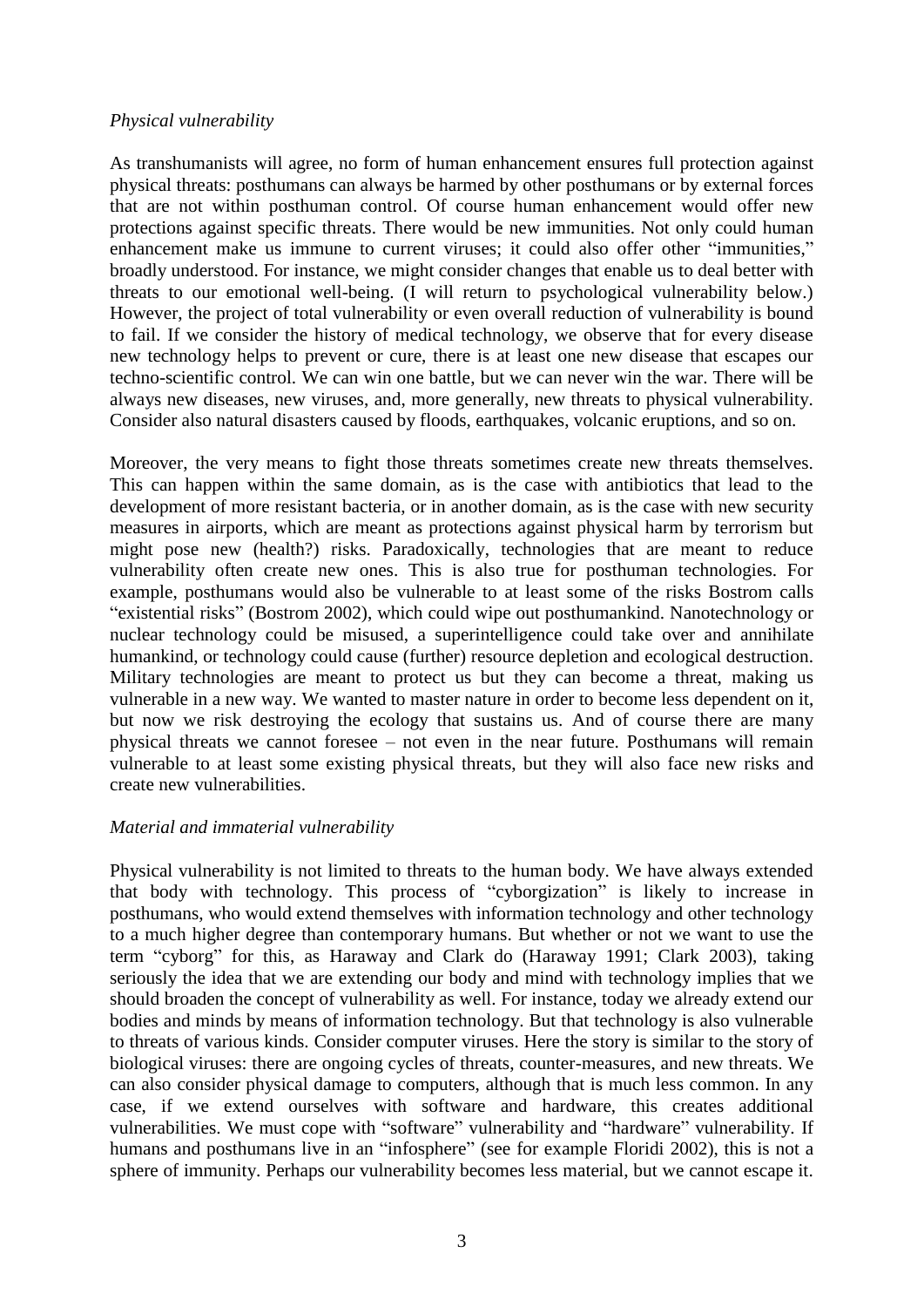*Physical vulnerability*

As transhumanists will agree, no form of human enhancement ensures full protection against physical threats: posthumans can always be harmed by other posthumans or by external forces that are not within posthuman control. Of course human enhancement would offer new protections against specific threats. There would be new immunities. Not only could human enhancement make us immune to current viruses; it could also offer other "immunities," broadly understood. For instance, we might consider changes that enable us to deal better with threats to our emotional well-being. (I will return to psychological vulnerability below.) However, the project of total vulnerability or even overall reduction of vulnerability is bound to fail. If we consider the history of medical technology, we observe that for every disease new technology helps to prevent or cure, there is at least one new disease that escapes our techno-scientific control. We can win one battle, but we can never win the war. There will be always new diseases, new viruses, and, more generally, new threats to physical vulnerability. Consider also natural disasters caused by floods, earthquakes, volcanic eruptions, and so on.

Moreover, the very means to fight those threats sometimes create new threats themselves. This can happen within the same domain, as is the case with antibiotics that lead to the development of more resistant bacteria, or in another domain, as is the case with new security measures in airports, which are meant as protections against physical harm by terrorism but might pose new (health?) risks. Paradoxically, technologies that are meant to reduce vulnerability often create new ones. This is also true for posthuman technologies. For example, posthumans would also be vulnerable to at least some of the risks Bostrom calls "existential risks" (Bostrom 2002), which could wipe out posthumankind. Nanotechnology or nuclear technology could be misused, a superintelligence could take over and annihilate humankind, or technology could cause (further) resource depletion and ecological destruction. Military technologies are meant to protect us but they can become a threat, making us vulnerable in a new way. We wanted to master nature in order to become less dependent on it, but now we risk destroying the ecology that sustains us. And of course there are many physical threats we cannot foresee – not even in the near future. Posthumans will remain vulnerable to at least some existing physical threats, but they will also face new risks and create new vulnerabilities.

*Material and immaterial vulnerability*

Physical vulnerability is not limited to threats to the human body. We have always extended that body with technology. This process of "cyborgization" is likely to increase in posthumans, who would extend themselves with information technology and other technology to a much higher degree than contemporary humans. But whether or not we want to use the term "cyborg" for this, as Haraway and Clark do (Haraway 1991; Clark 2003), taking seriously the idea that we are extending our body and mind with technology implies that we should broaden the concept of vulnerability as well. For instance, today we already extend our bodies and minds by means of information technology. But that technology is also vulnerable to threats of various kinds. Consider computer viruses. Here the story is similar to the story of biological viruses: there are ongoing cycles of threats, counter-measures, and new threats. We can also consider physical damage to computers, although that is much less common. In any case, if we extend ourselves with software and hardware, this creates additional vulnerabilities. We must cope with "software" vulnerability and "hardware" vulnerability. If humans and posthumans live in an "infosphere" (see for example Floridi 2002), this is not a sphere of immunity. Perhaps our vulnerability becomes less material, but we cannot escape it.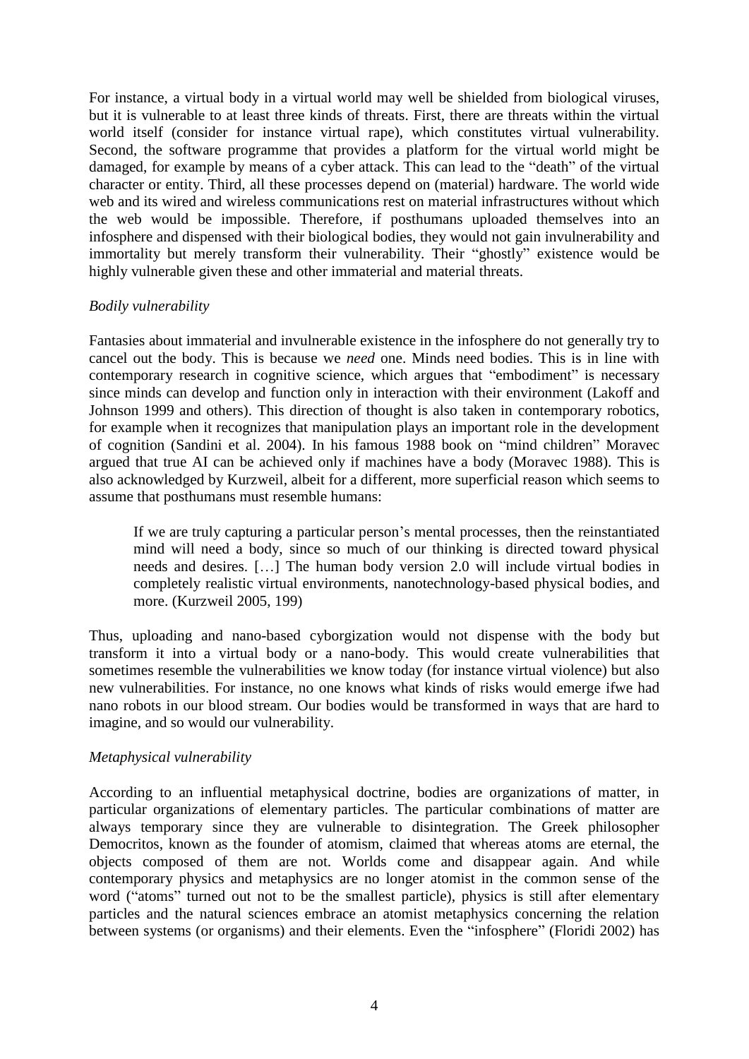For instance, a virtual body in a virtual world may well be shielded from biological viruses, but it is vulnerable to at least three kinds of threats. First, there are threats within the virtual world itself (consider for instance virtual rape), which constitutes virtual vulnerability. Second, the software programme that provides a platform for the virtual world might be damaged, for example by means of a cyber attack. This can lead to the "death" of the virtual character or entity. Third, all these processes depend on (material) hardware. The world wide web and its wired and wireless communications rest on material infrastructures without which the web would be impossible. Therefore, if posthumans uploaded themselves into an infosphere and dispensed with their biological bodies, they would not gain invulnerability and immortality but merely transform their vulnerability. Their "ghostly" existence would be highly vulnerable given these and other immaterial and material threats.

*Bodily vulnerability*

Fantasies about immaterial and invulnerable existence in the infosphere do not generally try to cancel out the body. This is because we *need* one. Minds need bodies. This is in line with contemporary research in cognitive science, which argues that "embodiment" is necessary since minds can develop and function only in interaction with their environment (Lakoff and Johnson 1999 and others). This direction of thought is also taken in contemporary robotics, for example when it recognizes that manipulation plays an important role in the development of cognition (Sandini et al. 2004). In his famous 1988 book on "mind children" Moravec argued that true AI can be achieved only if machines have a body (Moravec 1988). This is also acknowledged by Kurzweil, albeit for a different, more superficial reason which seems to assume that posthumans must resemble humans:

> If we are truly capturing a particular person's mental processes, then the reinstantiated mind will need a body, since so much of our thinking is directed toward physical needs and desires. […] The human body version 2.0 will include virtual bodies in completely realistic virtual environments, nanotechnology-based physical bodies, and more. (Kurzweil 2005, 199)

Thus, uploading and nano-based cyborgization would not dispense with the body but transform it into a virtual body or a nano-body. This would create vulnerabilities that sometimes resemble the vulnerabilities we know today (for instance virtual violence) but also new vulnerabilities. For instance, no one knows what kinds of risks would emerge ifwe had nano robots in our blood stream. Our bodies would be transformed in ways that are hard to imagine, and so would our vulnerability.

*Metaphysical vulnerability*

According to an influential metaphysical doctrine, bodies are organizations of matter, in particular organizations of elementary particles. The particular combinations of matter are always temporary since they are vulnerable to disintegration. The Greek philosopher Democritos, known as the founder of atomism, claimed that whereas atoms are eternal, the objects composed of them are not. Worlds come and disappear again. And while contemporary physics and metaphysics are no longer atomist in the common sense of the word ("atoms" turned out not to be the smallest particle), physics is still after elementary particles and the natural sciences embrace an atomist metaphysics concerning the relation between systems (or organisms) and their elements. Even the "infosphere" (Floridi 2002) has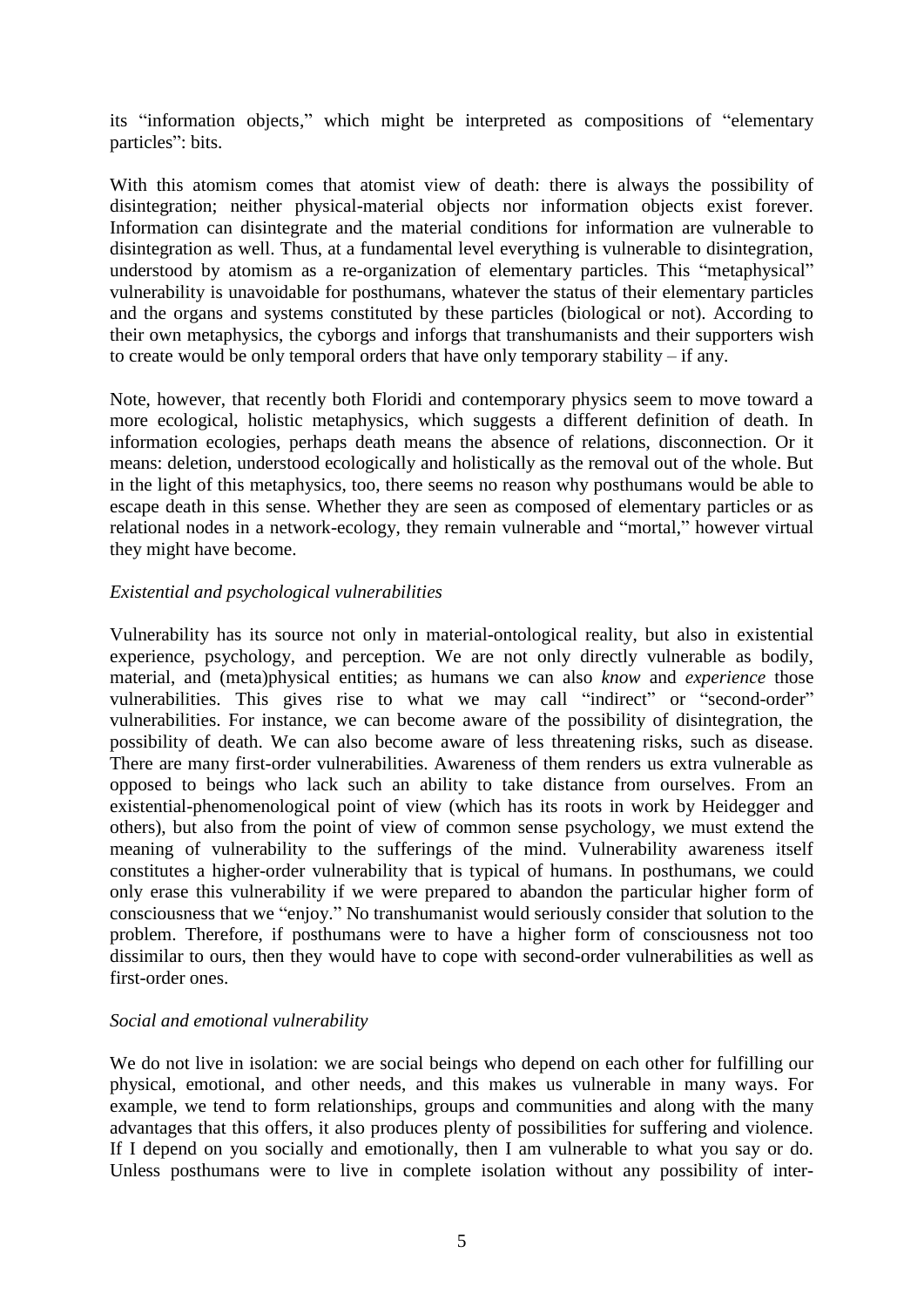its "information objects," which might be interpreted as compositions of "elementary particles": bits.

With this atomism comes that atomist view of death: there is always the possibility of disintegration; neither physical-material objects nor information objects exist forever. Information can disintegrate and the material conditions for information are vulnerable to disintegration as well. Thus, at a fundamental level everything is vulnerable to disintegration, understood by atomism as a re-organization of elementary particles. This "metaphysical" vulnerability is unavoidable for posthumans, whatever the status of their elementary particles and the organs and systems constituted by these particles (biological or not). According to their own metaphysics, the cyborgs and inforgs that transhumanists and their supporters wish to create would be only temporal orders that have only temporary stability – if any.

Note, however, that recently both Floridi and contemporary physics seem to move toward a more ecological, holistic metaphysics, which suggests a different definition of death. In information ecologies, perhaps death means the absence of relations, disconnection. Or it means: deletion, understood ecologically and holistically as the removal out of the whole. But in the light of this metaphysics, too, there seems no reason why posthumans would be able to escape death in this sense. Whether they are seen as composed of elementary particles or as relational nodes in a network-ecology, they remain vulnerable and "mortal," however virtual they might have become.

*Existential and psychological vulnerabilities*

Vulnerability has its source not only in material-ontological reality, but also in existential experience, psychology, and perception. We are not only directly vulnerable as bodily, material, and (meta)physical entities; as humans we can also *know* and *experience* those vulnerabilities. This gives rise to what we may call "indirect" or "second-order" vulnerabilities. For instance, we can become aware of the possibility of disintegration, the possibility of death. We can also become aware of less threatening risks, such as disease. There are many first-order vulnerabilities. Awareness of them renders us extra vulnerable as opposed to beings who lack such an ability to take distance from ourselves. From an existential-phenomenological point of view (which has its roots in work by Heidegger and others), but also from the point of view of common sense psychology, we must extend the meaning of vulnerability to the sufferings of the mind. Vulnerability awareness itself constitutes a higher-order vulnerability that is typical of humans. In posthumans, we could only erase this vulnerability if we were prepared to abandon the particular higher form of consciousness that we "enjoy." No transhumanist would seriously consider that solution to the problem. Therefore, if posthumans were to have a higher form of consciousness not too dissimilar to ours, then they would have to cope with second-order vulnerabilities as well as first-order ones.

*Social and emotional vulnerability*

We do not live in isolation: we are social beings who depend on each other for fulfilling our physical, emotional, and other needs, and this makes us vulnerable in many ways. For example, we tend to form relationships, groups and communities and along with the many advantages that this offers, it also produces plenty of possibilities for suffering and violence. If I depend on you socially and emotionally, then I am vulnerable to what you say or do. Unless posthumans were to live in complete isolation without any possibility of inter-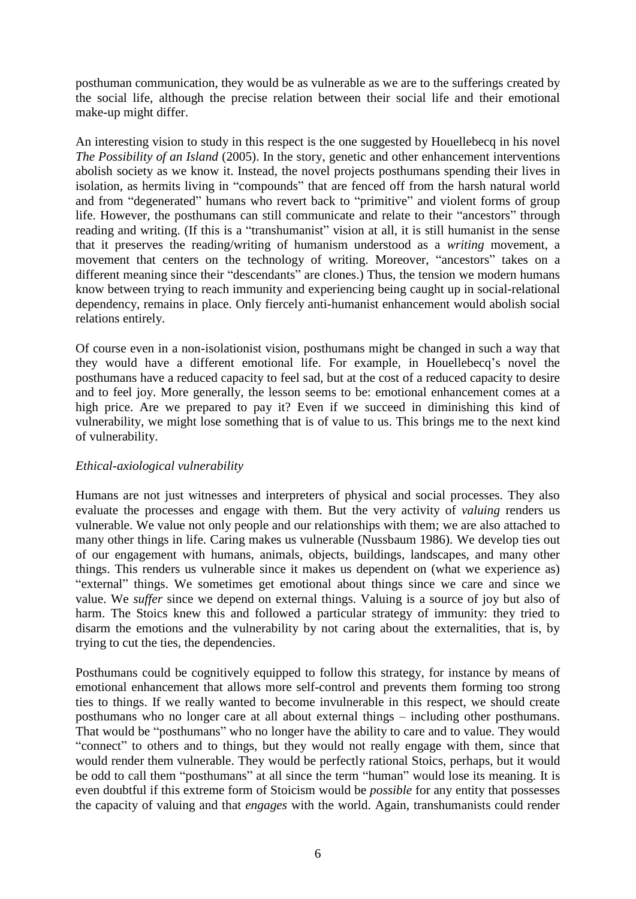posthuman communication, they would be as vulnerable as we are to the sufferings created by the social life, although the precise relation between their social life and their emotional make-up might differ.

An interesting vision to study in this respect is the one suggested by Houellebecq in his novel *The Possibility of an Island* (2005). In the story, genetic and other enhancement interventions abolish society as we know it. Instead, the novel projects posthumans spending their lives in isolation, as hermits living in "compounds" that are fenced off from the harsh natural world and from "degenerated" humans who revert back to "primitive" and violent forms of group life. However, the posthumans can still communicate and relate to their "ancestors" through reading and writing. (If this is a "transhumanist" vision at all, it is still humanist in the sense that it preserves the reading/writing of humanism understood as a *writing* movement, a movement that centers on the technology of writing. Moreover, "ancestors" takes on a different meaning since their "descendants" are clones.) Thus, the tension we modern humans know between trying to reach immunity and experiencing being caught up in social-relational dependency, remains in place. Only fiercely anti-humanist enhancement would abolish social relations entirely.

Of course even in a non-isolationist vision, posthumans might be changed in such a way that they would have a different emotional life. For example, in Houellebecq's novel the posthumans have a reduced capacity to feel sad, but at the cost of a reduced capacity to desire and to feel joy. More generally, the lesson seems to be: emotional enhancement comes at a high price. Are we prepared to pay it? Even if we succeed in diminishing this kind of vulnerability, we might lose something that is of value to us. This brings me to the next kind of vulnerability.

*Ethical-axiological vulnerability*

Humans are not just witnesses and interpreters of physical and social processes. They also evaluate the processes and engage with them. But the very activity of *valuing* renders us vulnerable. We value not only people and our relationships with them; we are also attached to many other things in life. Caring makes us vulnerable (Nussbaum 1986). We develop ties out of our engagement with humans, animals, objects, buildings, landscapes, and many other things. This renders us vulnerable since it makes us dependent on (what we experience as) "external" things. We sometimes get emotional about things since we care and since we value. We *suffer* since we depend on external things. Valuing is a source of joy but also of harm. The Stoics knew this and followed a particular strategy of immunity: they tried to disarm the emotions and the vulnerability by not caring about the externalities, that is, by trying to cut the ties, the dependencies.

Posthumans could be cognitively equipped to follow this strategy, for instance by means of emotional enhancement that allows more self-control and prevents them forming too strong ties to things. If we really wanted to become invulnerable in this respect, we should create posthumans who no longer care at all about external things – including other posthumans. That would be "posthumans" who no longer have the ability to care and to value. They would "connect" to others and to things, but they would not really engage with them, since that would render them vulnerable. They would be perfectly rational Stoics, perhaps, but it would be odd to call them "posthumans" at all since the term "human" would lose its meaning. It is even doubtful if this extreme form of Stoicism would be *possible* for any entity that possesses the capacity of valuing and that *engages* with the world. Again, transhumanists could render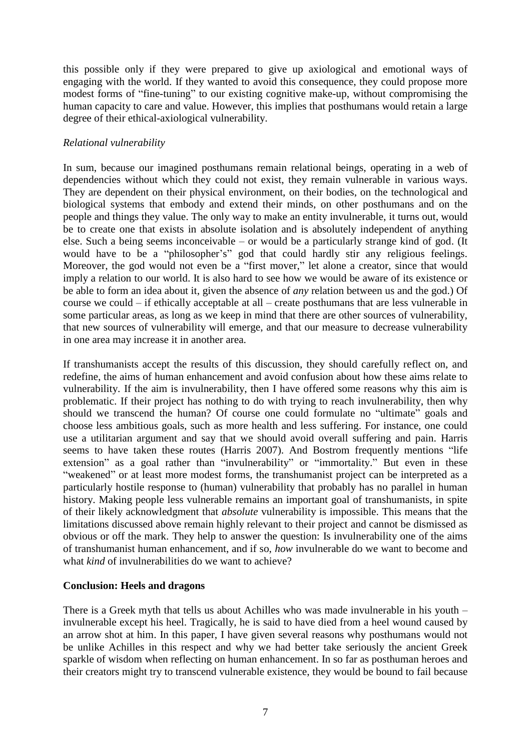this possible only if they were prepared to give up axiological and emotional ways of engaging with the world. If they wanted to avoid this consequence, they could propose more modest forms of "fine-tuning" to our existing cognitive make-up, without compromising the human capacity to care and value. However, this implies that posthumans would retain a large degree of their ethical-axiological vulnerability.

### *Relational vulnerability*

In sum, because our imagined posthumans remain relational beings, operating in a web of dependencies without which they could not exist, they remain vulnerable in various ways. They are dependent on their physical environment, on their bodies, on the technological and biological systems that embody and extend their minds, on other posthumans and on the people and things they value. The only way to make an entity invulnerable, it turns out, would be to create one that exists in absolute isolation and is absolutely independent of anything else. Such a being seems inconceivable – or would be a particularly strange kind of god. (It would have to be a "philosopher's" god that could hardly stir any religious feelings. Moreover, the god would not even be a "first mover," let alone a creator, since that would imply a relation to our world. It is also hard to see how we would be aware of its existence or be able to form an idea about it, given the absence of *any* relation between us and the god.) Of course we could – if ethically acceptable at all – create posthumans that are less vulnerable in some particular areas, as long as we keep in mind that there are other sources of vulnerability, that new sources of vulnerability will emerge, and that our measure to decrease vulnerability in one area may increase it in another area.

If transhumanists accept the results of this discussion, they should carefully reflect on, and redefine, the aims of human enhancement and avoid confusion about how these aims relate to vulnerability. If the aim is invulnerability, then I have offered some reasons why this aim is problematic. If their project has nothing to do with trying to reach invulnerability, then why should we transcend the human? Of course one could formulate no "ultimate" goals and choose less ambitious goals, such as more health and less suffering. For instance, one could use a utilitarian argument and say that we should avoid overall suffering and pain. Harris seems to have taken these routes (Harris 2007). And Bostrom frequently mentions "life extension" as a goal rather than "invulnerability" or "immortality." But even in these "weakened" or at least more modest forms, the transhumanist project can be interpreted as a particularly hostile response to (human) vulnerability that probably has no parallel in human history. Making people less vulnerable remains an important goal of transhumanists, in spite of their likely acknowledgment that *absolute* vulnerability is impossible. This means that the limitations discussed above remain highly relevant to their project and cannot be dismissed as obvious or off the mark. They help to answer the question: Is invulnerability one of the aims of transhumanist human enhancement, and if so, *how* invulnerable do we want to become and what *kind* of invulnerabilities do we want to achieve?

## **Conclusion: Heels and dragons**

There is a Greek myth that tells us about Achilles who was made invulnerable in his youth – invulnerable except his heel. Tragically, he is said to have died from a heel wound caused by an arrow shot at him. In this paper, I have given several reasons why posthumans would not be unlike Achilles in this respect and why we had better take seriously the ancient Greek sparkle of wisdom when reflecting on human enhancement. In so far as posthuman heroes and their creators might try to transcend vulnerable existence, they would be bound to fail because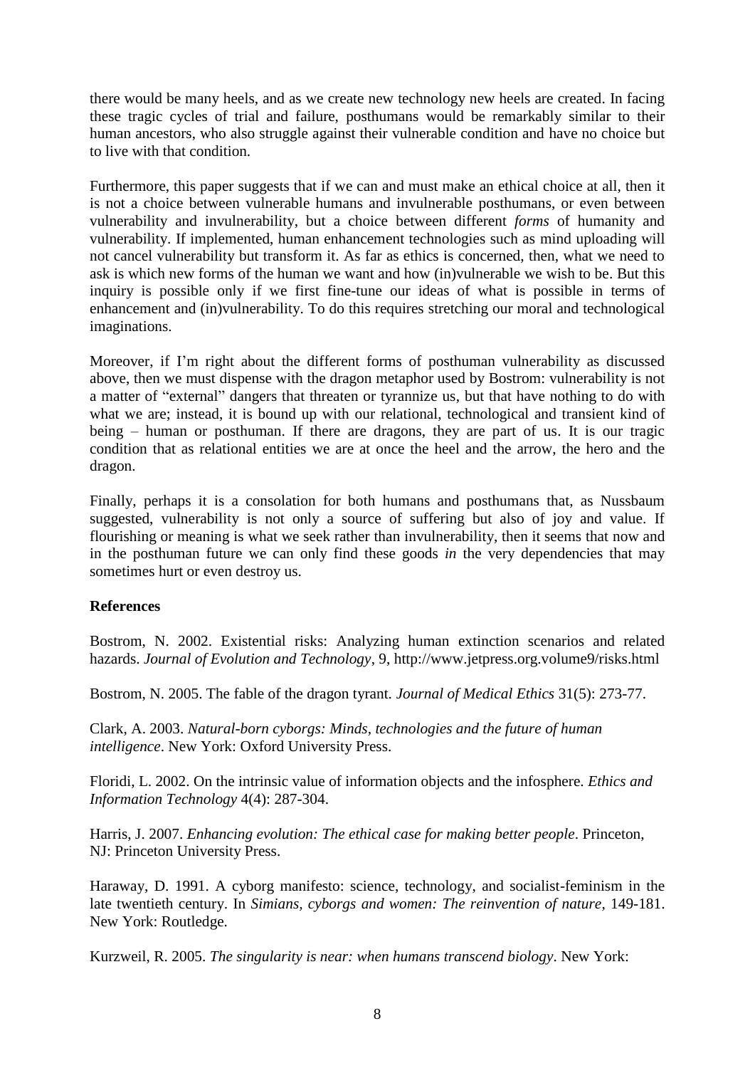there would be many heels, and as we create new technology new heels are created. In facing these tragic cycles of trial and failure, posthumans would be remarkably similar to their human ancestors, who also struggle against their vulnerable condition and have no choice but to live with that condition.

Furthermore, this paper suggests that if we can and must make an ethical choice at all, then it is not a choice between vulnerable humans and invulnerable posthumans, or even between vulnerability and invulnerability, but a choice between different *forms* of humanity and vulnerability. If implemented, human enhancement technologies such as mind uploading will not cancel vulnerability but transform it. As far as ethics is concerned, then, what we need to ask is which new forms of the human we want and how (in)vulnerable we wish to be. But this inquiry is possible only if we first fine-tune our ideas of what is possible in terms of enhancement and (in)vulnerability. To do this requires stretching our moral and technological imaginations.

Moreover, if I'm right about the different forms of posthuman vulnerability as discussed above, then we must dispense with the dragon metaphor used by Bostrom: vulnerability is not a matter of "external" dangers that threaten or tyrannize us, but that have nothing to do with what we are; instead, it is bound up with our relational, technological and transient kind of being – human or posthuman. If there are dragons, they are part of us. It is our tragic condition that as relational entities we are at once the heel and the arrow, the hero and the dragon.

Finally, perhaps it is a consolation for both humans and posthumans that, as Nussbaum suggested, vulnerability is not only a source of suffering but also of joy and value. If flourishing or meaning is what we seek rather than invulnerability, then it seems that now and in the posthuman future we can only find these goods *in* the very dependencies that may sometimes hurt or even destroy us.

**References**

Bostrom, N. 2002. Existential risks: Analyzing human extinction scenarios and related hazards. *Journal of Evolution and Technology*, 9, http://www.jetpress.org.volume9/risks.html

Bostrom, N. 2005. The fable of the dragon tyrant. *Journal of Medical Ethics* 31(5): 273-77.

Clark, A. 2003. *Natural-born cyborgs: Minds, technologies and the future of human intelligence*. New York: Oxford University Press.

Floridi, L. 2002. On the intrinsic value of information objects and the infosphere. *Ethics and Information Technology* 4(4): 287-304.

Harris, J. 2007. *Enhancing evolution: The ethical case for making better people*. Princeton, NJ: Princeton University Press.

Haraway, D. 1991. A cyborg manifesto: science, technology, and socialist-feminism in the late twentieth century. In *Simians, cyborgs and women: The reinvention of nature*, 149-181. New York: Routledge.

Kurzweil, R. 2005. *The singularity is near: when humans transcend biology*. New York: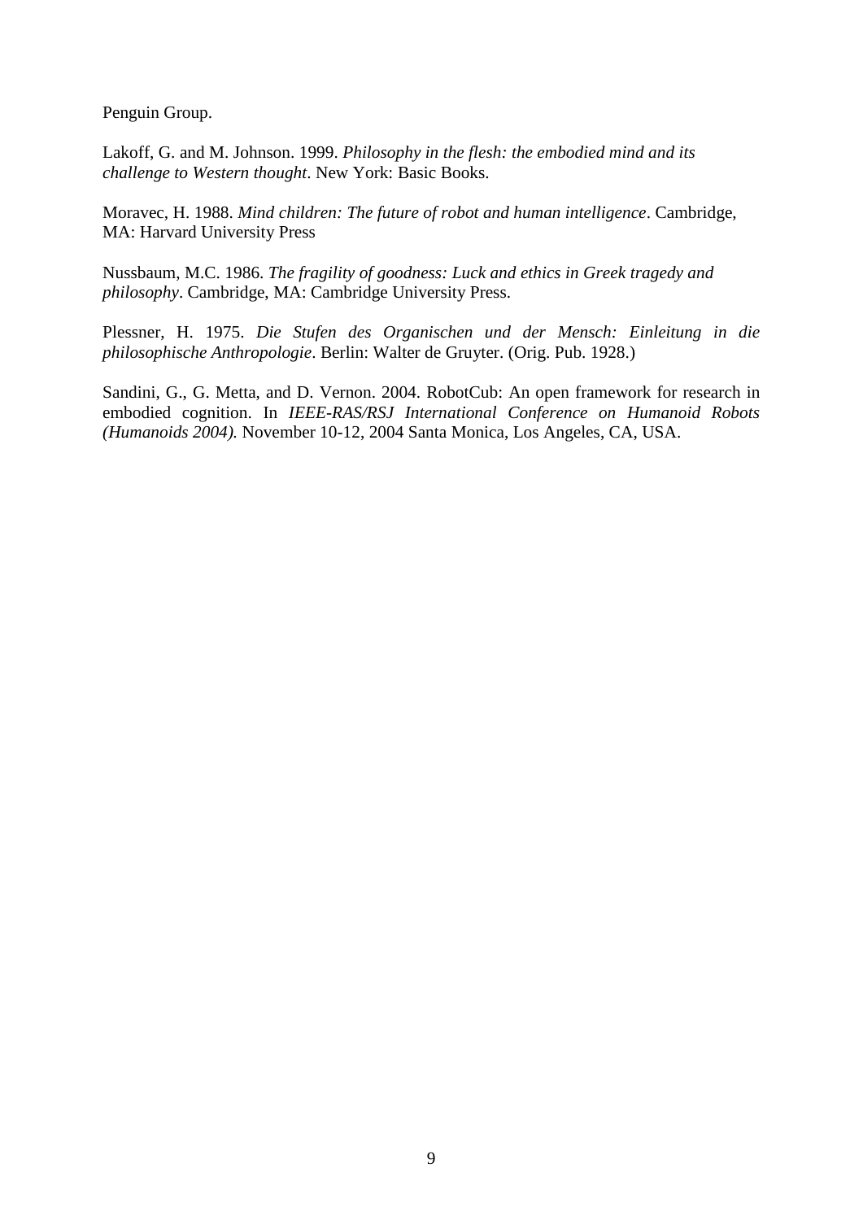Penguin Group.

Lakoff, G. and M. Johnson. 1999. *Philosophy in the flesh: the embodied mind and its challenge to Western thought*. New York: Basic Books.

Moravec, H. 1988. *Mind children: The future of robot and human intelligence*. Cambridge, MA: Harvard University Press

Nussbaum, M.C. 1986. *The fragility of goodness: Luck and ethics in Greek tragedy and philosophy*. Cambridge, MA: Cambridge University Press.

Plessner, H. 1975. *Die Stufen des Organischen und der Mensch: Einleitung in die philosophische Anthropologie*. Berlin: Walter de Gruyter. (Orig. Pub. 1928.)

Sandini, G., G. Metta, and D. Vernon. 2004. RobotCub: An open framework for research in embodied cognition. In *IEEE-RAS/RSJ International Conference on Humanoid Robots (Humanoids 2004).* November 10-12, 2004 Santa Monica, Los Angeles, CA, USA.